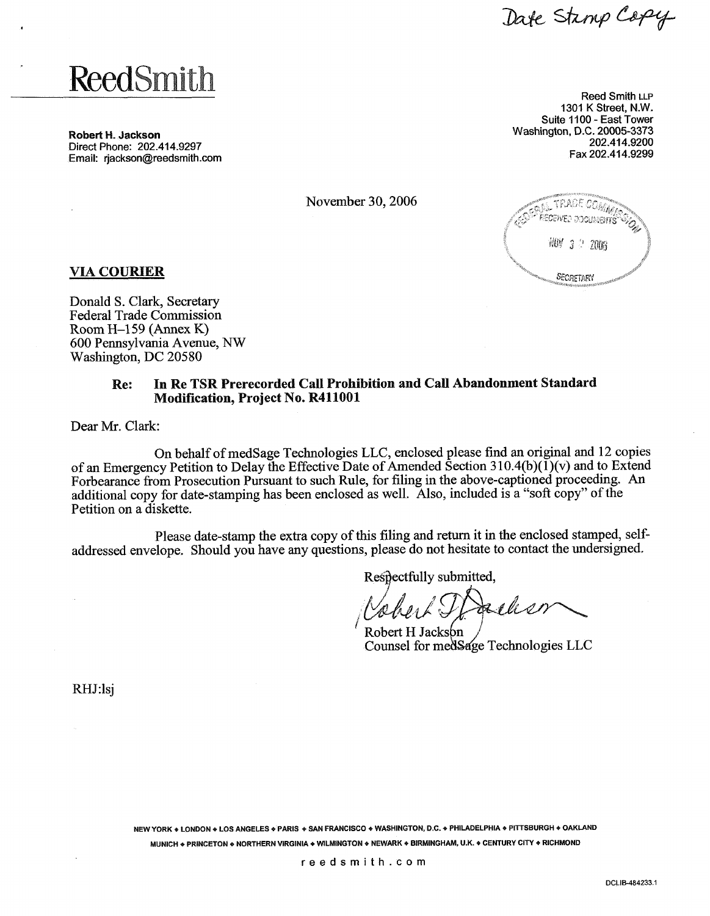Date Stamp Copy

# ReedSmith

**Robert H. Jackson**
Direct Phone: 202.414.9297
Email: rjackson@reedsmith.com

Reed Smith LLP
1301 K Street, N.W.
Suite 1100 - East Tower
Washington, D.C. 20005-3373
202.414.9200
Fax 202.414.9299

November 30, 2006

FEDERAL TRADE COMMISSION
RECEIVED DOCUMENTS
NOV 3 0 2006
SECRETARY

**VIA COURIER**

Donald S. Clark, Secretary
Federal Trade Commission
Room H–159 (Annex K)
600 Pennsylvania Avenue, NW
Washington, DC 20580

**Re: In Re TSR Prerecorded Call Prohibition and Call Abandonment Standard Modification, Project No. R411001**

Dear Mr. Clark:

On behalf of medSage Technologies LLC, enclosed please find an original and 12 copies of an Emergency Petition to Delay the Effective Date of Amended Section 310.4(b)(1)(v) and to Extend Forbearance from Prosecution Pursuant to such Rule, for filing in the above-captioned proceeding. An additional copy for date-stamping has been enclosed as well. Also, included is a "soft copy" of the Petition on a diskette.

Please date-stamp the extra copy of this filing and return it in the enclosed stamped, self-addressed envelope. Should you have any questions, please do not hesitate to contact the undersigned.

Respectfully submitted,

Robert H Jackson
Counsel for medSage Technologies LLC

RHJ:lsj

NEW YORK ◆ LONDON ◆ LOS ANGELES ◆ PARIS ◆ SAN FRANCISCO ◆ WASHINGTON, D.C. ◆ PHILADELPHIA ◆ PITTSBURGH ◆ OAKLAND
MUNICH ◆ PRINCETON ◆ NORTHERN VIRGINIA ◆ WILMINGTON ◆ NEWARK ◆ BIRMINGHAM, U.K. ◆ CENTURY CITY ◆ RICHMOND

reedsmith.com

DCLIB-484233.1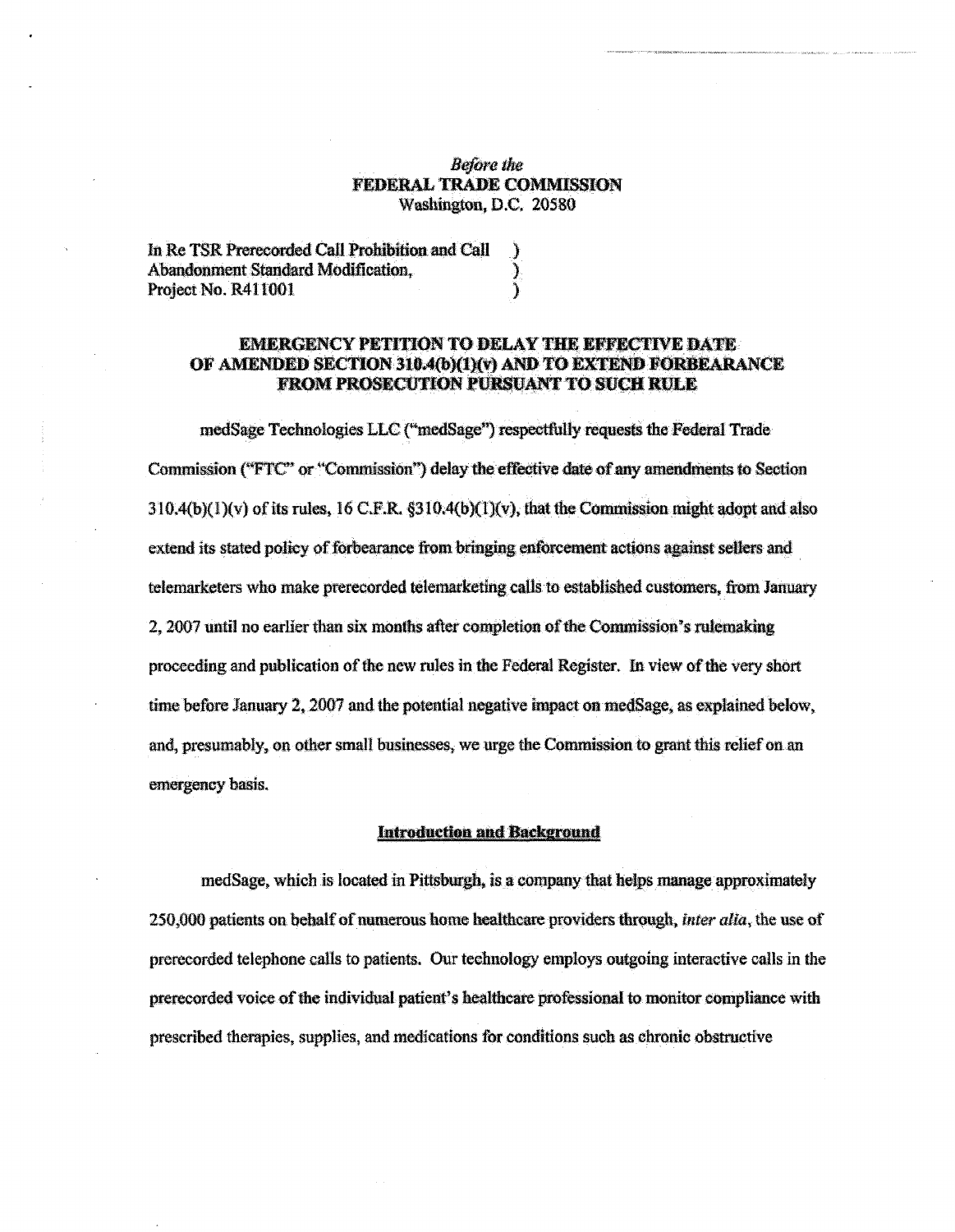*Before the*
**FEDERAL TRADE COMMISSION**
Washington, D.C. 20580

In Re TSR Prerecorded Call Prohibition and Call Abandonment Standard Modification, Project No. R411001

**EMERGENCY PETITION TO DELAY THE EFFECTIVE DATE OF AMENDED SECTION 310.4(b)(1)(v) AND TO EXTEND FORBEARANCE FROM PROSECUTION PURSUANT TO SUCH RULE**

medSage Technologies LLC ("medSage") respectfully requests the Federal Trade Commission ("FTC" or "Commission") delay the effective date of any amendments to Section 310.4(b)(1)(v) of its rules, 16 C.F.R. §310.4(b)(1)(v), that the Commission might adopt and also extend its stated policy of forbearance from bringing enforcement actions against sellers and telemarketers who make prerecorded telemarketing calls to established customers, from January 2, 2007 until no earlier than six months after completion of the Commission's rulemaking proceeding and publication of the new rules in the Federal Register. In view of the very short time before January 2, 2007 and the potential negative impact on medSage, as explained below, and, presumably, on other small businesses, we urge the Commission to grant this relief on an emergency basis.

**Introduction and Background**

medSage, which is located in Pittsburgh, is a company that helps manage approximately 250,000 patients on behalf of numerous home healthcare providers through, *inter alia*, the use of prerecorded telephone calls to patients. Our technology employs outgoing interactive calls in the prerecorded voice of the individual patient's healthcare professional to monitor compliance with prescribed therapies, supplies, and medications for conditions such as chronic obstructive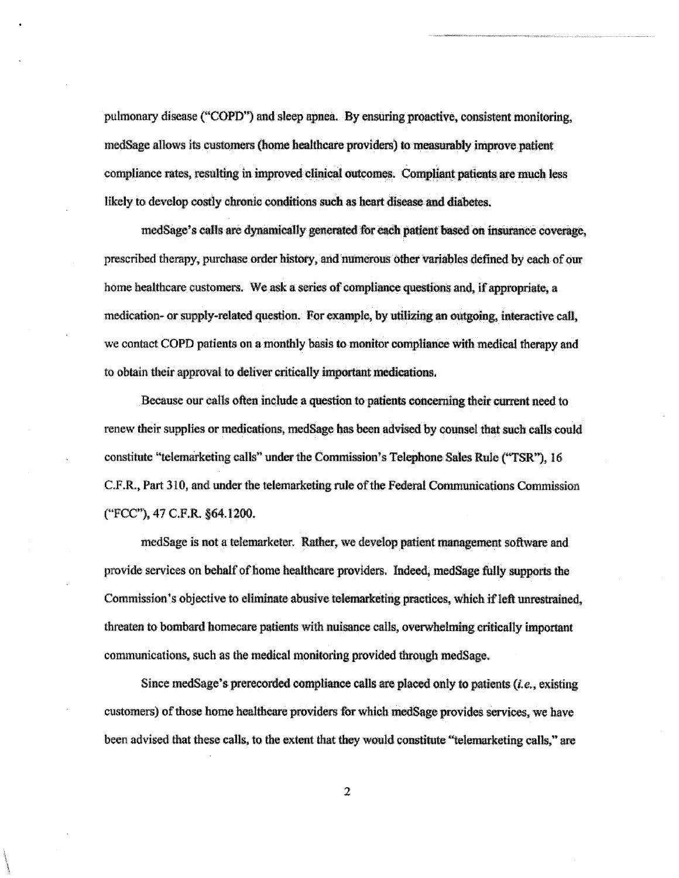pulmonary disease ("COPD") and sleep apnea. By ensuring proactive, consistent monitoring, medSage allows its customers (home healthcare providers) to measurably improve patient compliance rates, resulting in improved clinical outcomes. Compliant patients are much less likely to develop costly chronic conditions such as heart disease and diabetes.

medSage's calls are dynamically generated for each patient based on insurance coverage, prescribed therapy, purchase order history, and numerous other variables defined by each of our home healthcare customers. We ask a series of compliance questions and, if appropriate, a medication- or supply-related question. For example, by utilizing an outgoing, interactive call, we contact COPD patients on a monthly basis to monitor compliance with medical therapy and to obtain their approval to deliver critically important medications.

Because our calls often include a question to patients concerning their current need to renew their supplies or medications, medSage has been advised by counsel that such calls could constitute "telemarketing calls" under the Commission's Telephone Sales Rule ("TSR"), 16 C.F.R., Part 310, and under the telemarketing rule of the Federal Communications Commission ("FCC"), 47 C.F.R. §64.1200.

medSage is not a telemarketer. Rather, we develop patient management software and provide services on behalf of home healthcare providers. Indeed, medSage fully supports the Commission's objective to eliminate abusive telemarketing practices, which if left unrestrained, threaten to bombard homecare patients with nuisance calls, overwhelming critically important communications, such as the medical monitoring provided through medSage.

Since medSage's prerecorded compliance calls are placed only to patients (*i.e.*, existing customers) of those home healthcare providers for which medSage provides services, we have been advised that these calls, to the extent that they would constitute "telemarketing calls," are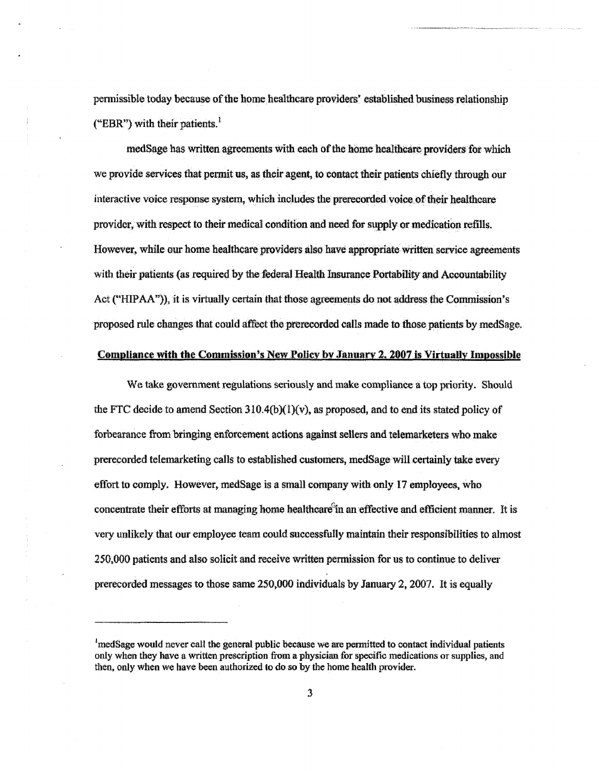permissible today because of the home healthcare providers' established business relationship ("EBR") with their patients.[1]

medSage has written agreements with each of the home healthcare providers for which we provide services that permit us, as their agent, to contact their patients chiefly through our interactive voice response system, which includes the prerecorded voice of their healthcare provider, with respect to their medical condition and need for supply or medication refills. However, while our home healthcare providers also have appropriate written service agreements with their patients (as required by the federal Health Insurance Portability and Accountability Act ("HIPAA")), it is virtually certain that those agreements do not address the Commission's proposed rule changes that could affect the prerecorded calls made to those patients by medSage.

**<u>Compliance with the Commission's New Policy by January 2, 2007 is Virtually Impossible</u>**

We take government regulations seriously and make compliance a top priority. Should the FTC decide to amend Section 310.4(b)(1)(v), as proposed, and to end its stated policy of forbearance from bringing enforcement actions against sellers and telemarketers who make prerecorded telemarketing calls to established customers, medSage will certainly take every effort to comply. However, medSage is a small company with only 17 employees, who concentrate their efforts at managing home healthcare in an effective and efficient manner. It is very unlikely that our employee team could successfully maintain their responsibilities to almost 250,000 patients and also solicit and receive written permission for us to continue to deliver prerecorded messages to those same 250,000 individuals by January 2, 2007. It is equally

---

[1] medSage would never call the general public because we are permitted to contact individual patients only when they have a written prescription from a physician for specific medications or supplies, and then, only when we have been authorized to do so by the home health provider.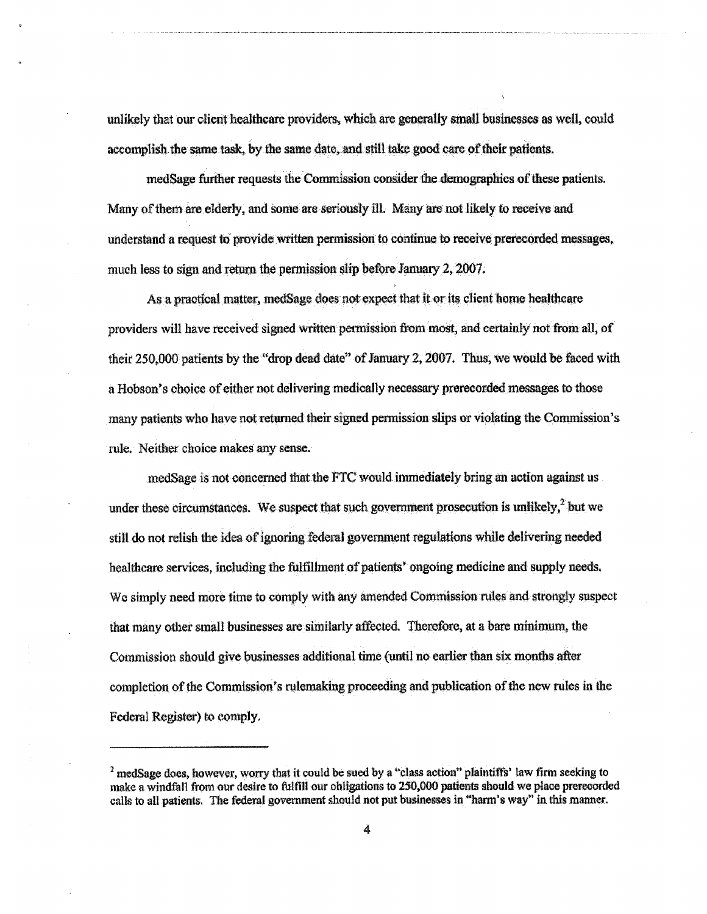unlikely that our client healthcare providers, which are generally small businesses as well, could accomplish the same task, by the same date, and still take good care of their patients.

medSage further requests the Commission consider the demographics of these patients. Many of them are elderly, and some are seriously ill. Many are not likely to receive and understand a request to provide written permission to continue to receive prerecorded messages, much less to sign and return the permission slip before January 2, 2007.

As a practical matter, medSage does not expect that it or its client home healthcare providers will have received signed written permission from most, and certainly not from all, of their 250,000 patients by the "drop dead date" of January 2, 2007. Thus, we would be faced with a Hobson's choice of either not delivering medically necessary prerecorded messages to those many patients who have not returned their signed permission slips or violating the Commission's rule. Neither choice makes any sense.

medSage is not concerned that the FTC would immediately bring an action against us under these circumstances. We suspect that such government prosecution is unlikely,[2] but we still do not relish the idea of ignoring federal government regulations while delivering needed healthcare services, including the fulfillment of patients' ongoing medicine and supply needs. We simply need more time to comply with any amended Commission rules and strongly suspect that many other small businesses are similarly affected. Therefore, at a bare minimum, the Commission should give businesses additional time (until no earlier than six months after completion of the Commission's rulemaking proceeding and publication of the new rules in the Federal Register) to comply.

---

[2] medSage does, however, worry that it could be sued by a "class action" plaintiffs' law firm seeking to make a windfall from our desire to fulfill our obligations to 250,000 patients should we place prerecorded calls to all patients. The federal government should not put businesses in "harm's way" in this manner.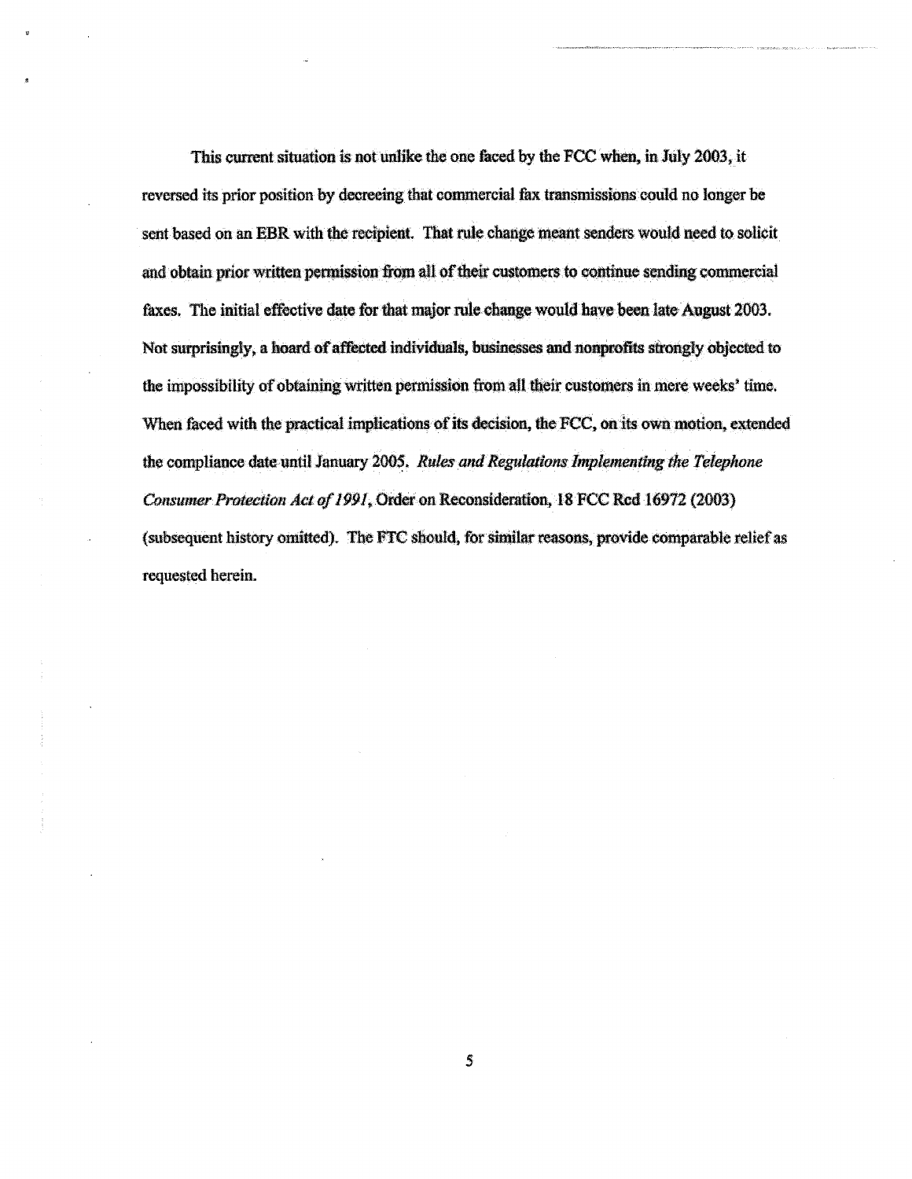This current situation is not unlike the one faced by the FCC when, in July 2003, it reversed its prior position by decreeing that commercial fax transmissions could no longer be sent based on an EBR with the recipient. That rule change meant senders would need to solicit and obtain prior written permission from all of their customers to continue sending commercial faxes. The initial effective date for that major rule change would have been late August 2003. Not surprisingly, a hoard of affected individuals, businesses and nonprofits strongly objected to the impossibility of obtaining written permission from all their customers in mere weeks' time. When faced with the practical implications of its decision, the FCC, on its own motion, extended the compliance date until January 2005. *Rules and Regulations Implementing the Telephone Consumer Protection Act of 1991*, Order on Reconsideration, 18 FCC Rcd 16972 (2003) (subsequent history omitted). The FTC should, for similar reasons, provide comparable relief as requested herein.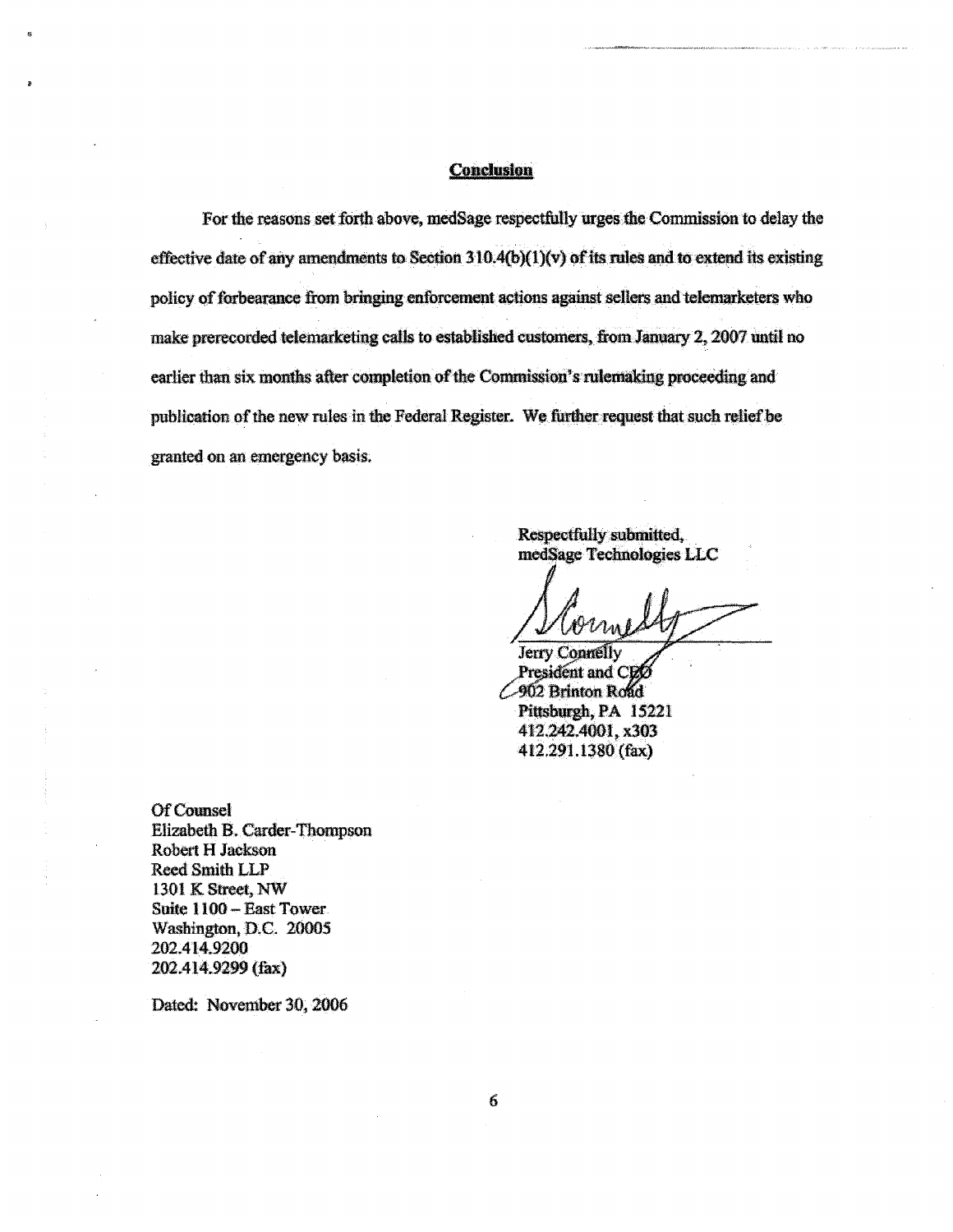## Conclusion

For the reasons set forth above, medSage respectfully urges the Commission to delay the effective date of any amendments to Section 310.4(b)(1)(v) of its rules and to extend its existing policy of forbearance from bringing enforcement actions against sellers and telemarketers who make prerecorded telemarketing calls to established customers, from January 2, 2007 until no earlier than six months after completion of the Commission's rulemaking proceeding and publication of the new rules in the Federal Register. We further request that such relief be granted on an emergency basis.

Respectfully submitted,
medSage Technologies LLC

Jerry Connelly
President and CEO
902 Brinton Road
Pittsburgh, PA 15221
412.242.4001, x303
412.291.1380 (fax)

Of Counsel
Elizabeth B. Carder-Thompson
Robert H Jackson
Reed Smith LLP
1301 K Street, NW
Suite 1100 – East Tower
Washington, D.C. 20005
202.414.9200
202.414.9299 (fax)

Dated: November 30, 2006